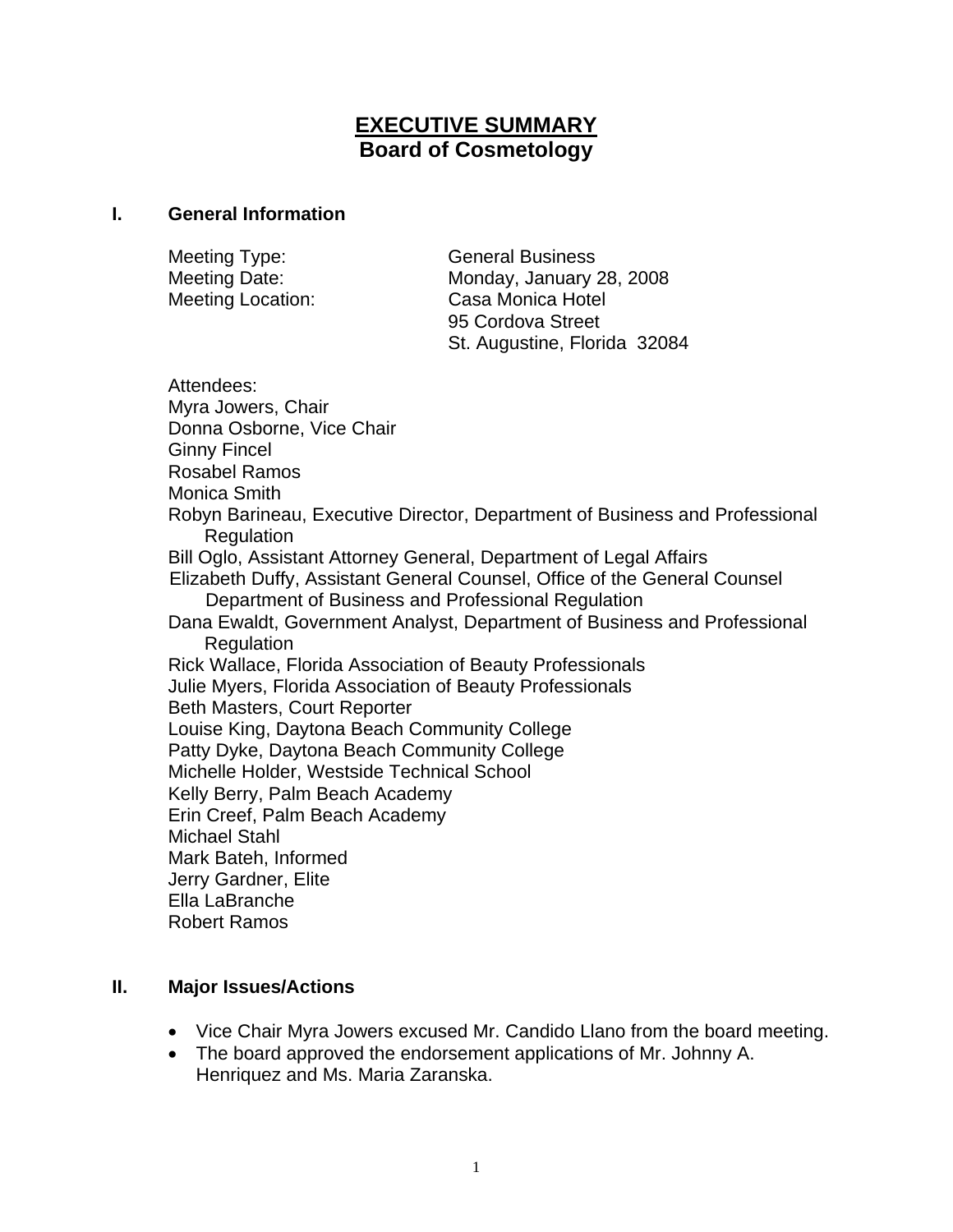# EXECUTIVE SUMMARY
## Board of Cosmetology

### I. General Information

Meeting Type: General Business
Meeting Date: Monday, January 28, 2008
Meeting Location: Casa Monica Hotel
95 Cordova Street
St. Augustine, Florida 32084

Attendees:
Myra Jowers, Chair
Donna Osborne, Vice Chair
Ginny Fincel
Rosabel Ramos
Monica Smith
Robyn Barineau, Executive Director, Department of Business and Professional Regulation
Bill Oglo, Assistant Attorney General, Department of Legal Affairs
Elizabeth Duffy, Assistant General Counsel, Office of the General Counsel Department of Business and Professional Regulation
Dana Ewaldt, Government Analyst, Department of Business and Professional Regulation
Rick Wallace, Florida Association of Beauty Professionals
Julie Myers, Florida Association of Beauty Professionals
Beth Masters, Court Reporter
Louise King, Daytona Beach Community College
Patty Dyke, Daytona Beach Community College
Michelle Holder, Westside Technical School
Kelly Berry, Palm Beach Academy
Erin Creef, Palm Beach Academy
Michael Stahl
Mark Bateh, Informed
Jerry Gardner, Elite
Ella LaBranche
Robert Ramos

### II. Major Issues/Actions

- Vice Chair Myra Jowers excused Mr. Candido Llano from the board meeting.
- The board approved the endorsement applications of Mr. Johnny A. Henriquez and Ms. Maria Zaranska.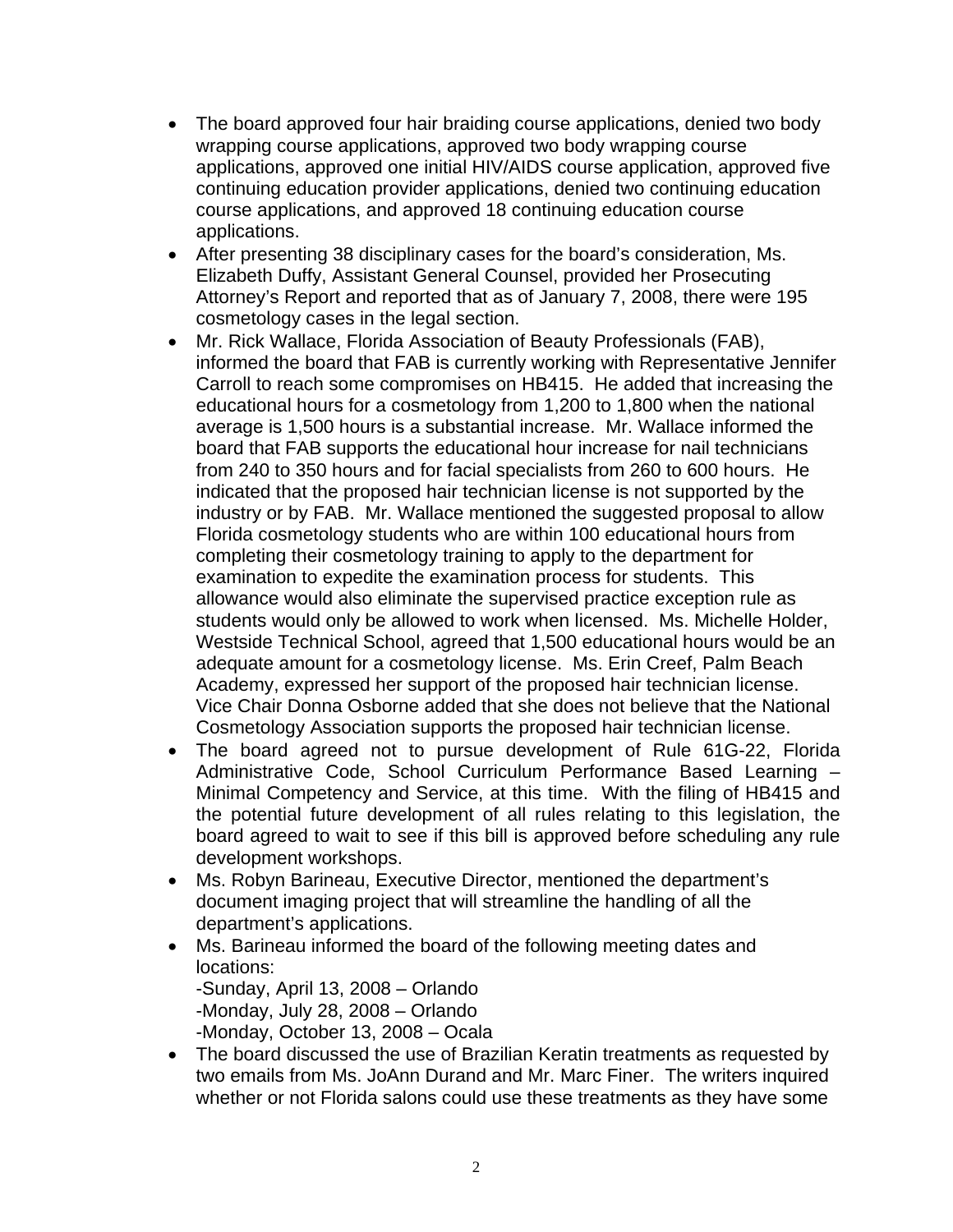- The board approved four hair braiding course applications, denied two body wrapping course applications, approved two body wrapping course applications, approved one initial HIV/AIDS course application, approved five continuing education provider applications, denied two continuing education course applications, and approved 18 continuing education course applications.
- After presenting 38 disciplinary cases for the board's consideration, Ms. Elizabeth Duffy, Assistant General Counsel, provided her Prosecuting Attorney's Report and reported that as of January 7, 2008, there were 195 cosmetology cases in the legal section.
- Mr. Rick Wallace, Florida Association of Beauty Professionals (FAB), informed the board that FAB is currently working with Representative Jennifer Carroll to reach some compromises on HB415. He added that increasing the educational hours for a cosmetology from 1,200 to 1,800 when the national average is 1,500 hours is a substantial increase. Mr. Wallace informed the board that FAB supports the educational hour increase for nail technicians from 240 to 350 hours and for facial specialists from 260 to 600 hours. He indicated that the proposed hair technician license is not supported by the industry or by FAB. Mr. Wallace mentioned the suggested proposal to allow Florida cosmetology students who are within 100 educational hours from completing their cosmetology training to apply to the department for examination to expedite the examination process for students. This allowance would also eliminate the supervised practice exception rule as students would only be allowed to work when licensed. Ms. Michelle Holder, Westside Technical School, agreed that 1,500 educational hours would be an adequate amount for a cosmetology license. Ms. Erin Creef, Palm Beach Academy, expressed her support of the proposed hair technician license. Vice Chair Donna Osborne added that she does not believe that the National Cosmetology Association supports the proposed hair technician license.
- The board agreed not to pursue development of Rule 61G-22, Florida Administrative Code, School Curriculum Performance Based Learning – Minimal Competency and Service, at this time. With the filing of HB415 and the potential future development of all rules relating to this legislation, the board agreed to wait to see if this bill is approved before scheduling any rule development workshops.
- Ms. Robyn Barineau, Executive Director, mentioned the department's document imaging project that will streamline the handling of all the department's applications.
- Ms. Barineau informed the board of the following meeting dates and locations:
  -Sunday, April 13, 2008 – Orlando
  -Monday, July 28, 2008 – Orlando
  -Monday, October 13, 2008 – Ocala
- The board discussed the use of Brazilian Keratin treatments as requested by two emails from Ms. JoAnn Durand and Mr. Marc Finer. The writers inquired whether or not Florida salons could use these treatments as they have some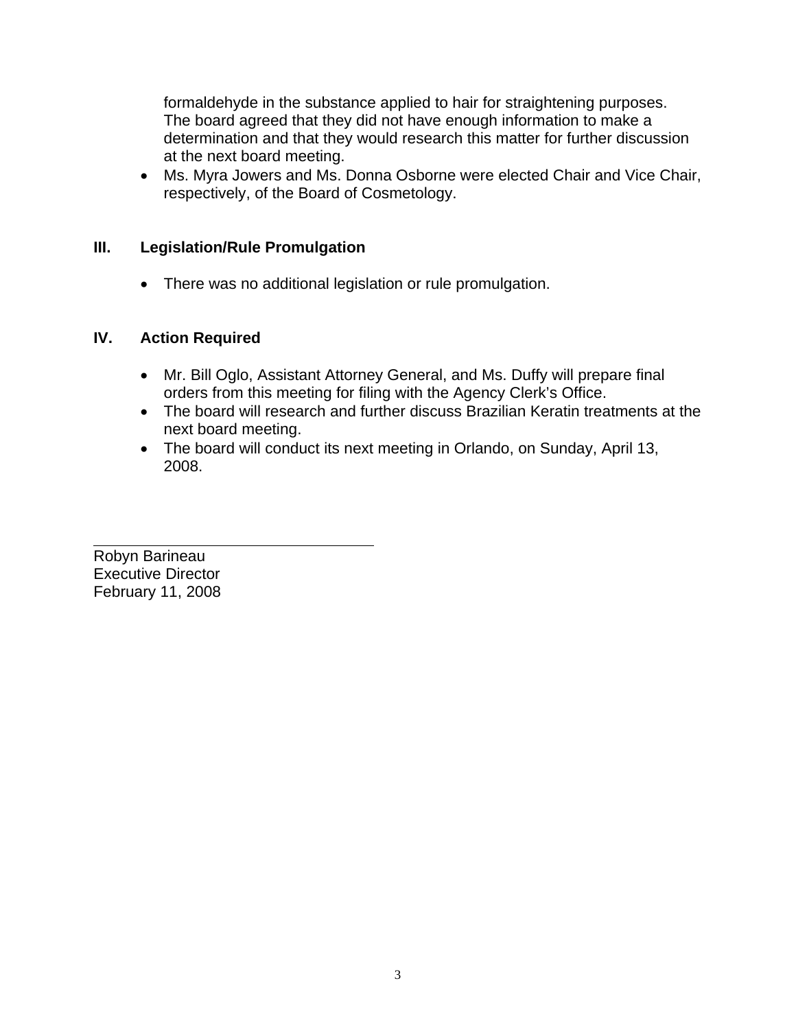formaldehyde in the substance applied to hair for straightening purposes. The board agreed that they did not have enough information to make a determination and that they would research this matter for further discussion at the next board meeting.

- Ms. Myra Jowers and Ms. Donna Osborne were elected Chair and Vice Chair, respectively, of the Board of Cosmetology.

## III. Legislation/Rule Promulgation

- There was no additional legislation or rule promulgation.

## IV. Action Required

- Mr. Bill Oglo, Assistant Attorney General, and Ms. Duffy will prepare final orders from this meeting for filing with the Agency Clerk's Office.
- The board will research and further discuss Brazilian Keratin treatments at the next board meeting.
- The board will conduct its next meeting in Orlando, on Sunday, April 13, 2008.

\_\_\_\_\_\_\_\_\_\_\_\_\_\_\_\_\_\_\_\_\_\_\_\_\_\_\_\_\_\_\_\_\_\_

Robyn Barineau
Executive Director
February 11, 2008